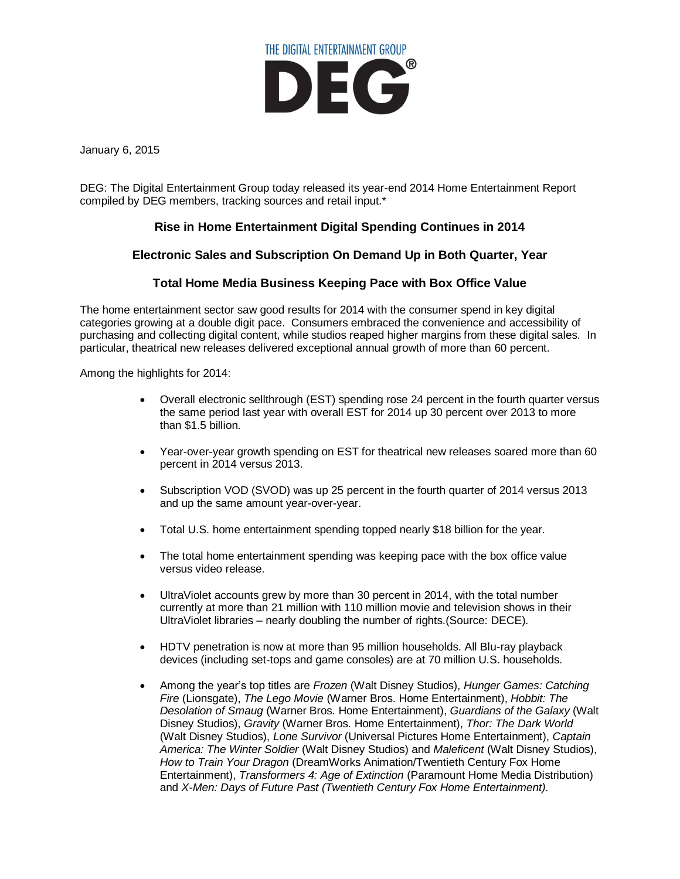THE DIGITAL ENTERTAINMENT GROUP

# DEG®

January 6, 2015

DEG: The Digital Entertainment Group today released its year-end 2014 Home Entertainment Report compiled by DEG members, tracking sources and retail input.*

## Rise in Home Entertainment Digital Spending Continues in 2014

## Electronic Sales and Subscription On Demand Up in Both Quarter, Year

## Total Home Media Business Keeping Pace with Box Office Value

The home entertainment sector saw good results for 2014 with the consumer spend in key digital categories growing at a double digit pace. Consumers embraced the convenience and accessibility of purchasing and collecting digital content, while studios reaped higher margins from these digital sales. In particular, theatrical new releases delivered exceptional annual growth of more than 60 percent.

Among the highlights for 2014:

- Overall electronic sellthrough (EST) spending rose 24 percent in the fourth quarter versus the same period last year with overall EST for 2014 up 30 percent over 2013 to more than $1.5 billion.
- Year-over-year growth spending on EST for theatrical new releases soared more than 60 percent in 2014 versus 2013.
- Subscription VOD (SVOD) was up 25 percent in the fourth quarter of 2014 versus 2013 and up the same amount year-over-year.
- Total U.S. home entertainment spending topped nearly $18 billion for the year.
- The total home entertainment spending was keeping pace with the box office value versus video release.
- UltraViolet accounts grew by more than 30 percent in 2014, with the total number currently at more than 21 million with 110 million movie and television shows in their UltraViolet libraries – nearly doubling the number of rights.(Source: DECE).
- HDTV penetration is now at more than 95 million households. All Blu-ray playback devices (including set-tops and game consoles) are at 70 million U.S. households.
- Among the year's top titles are *Frozen* (Walt Disney Studios), *Hunger Games: Catching Fire* (Lionsgate), *The Lego Movie* (Warner Bros. Home Entertainment), *Hobbit: The Desolation of Smaug* (Warner Bros. Home Entertainment), *Guardians of the Galaxy* (Walt Disney Studios), *Gravity* (Warner Bros. Home Entertainment), *Thor: The Dark World* (Walt Disney Studios), *Lone Survivor* (Universal Pictures Home Entertainment), *Captain America: The Winter Soldier* (Walt Disney Studios) and *Maleficent* (Walt Disney Studios), *How to Train Your Dragon* (DreamWorks Animation/Twentieth Century Fox Home Entertainment), *Transformers 4: Age of Extinction* (Paramount Home Media Distribution) and *X-Men: Days of Future Past (Twentieth Century Fox Home Entertainment).*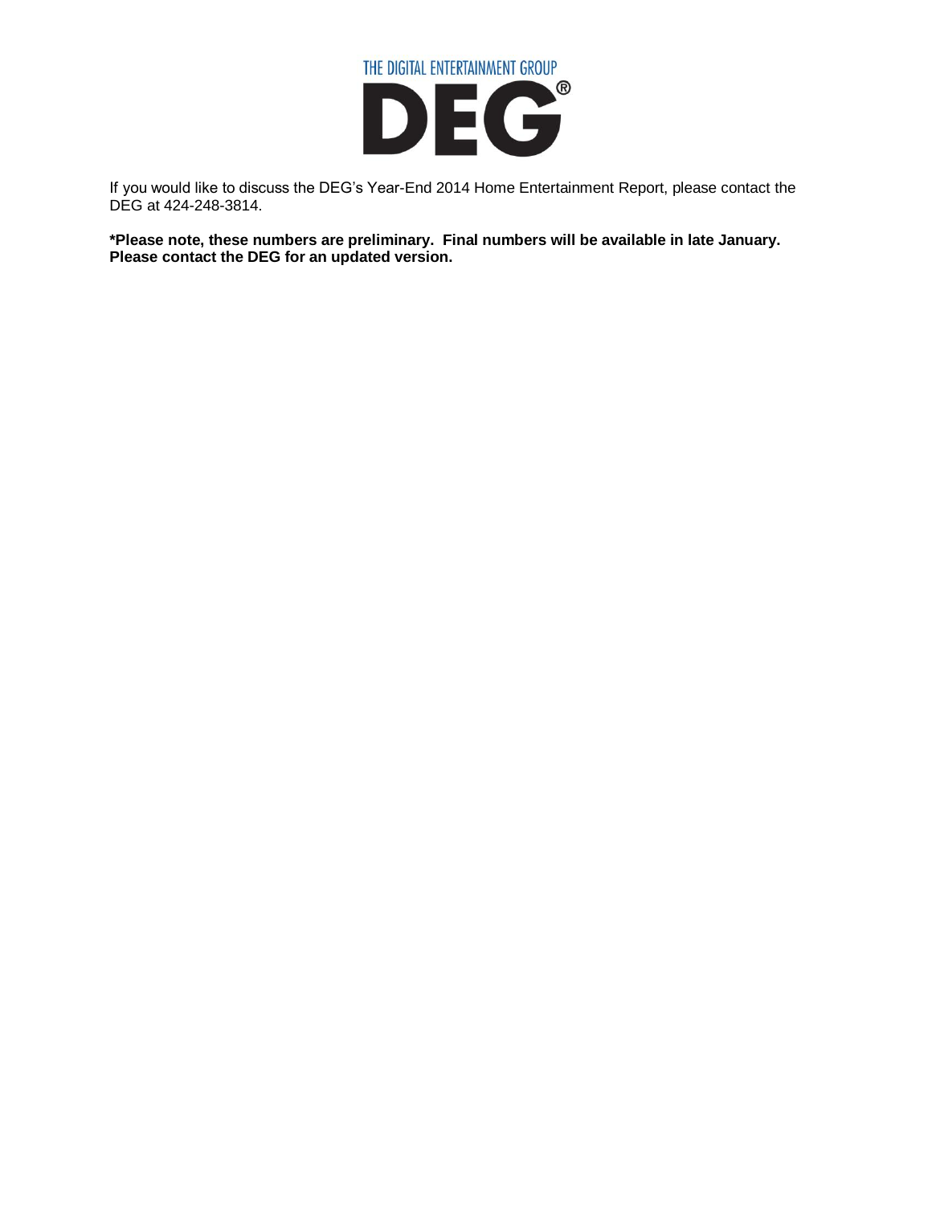THE DIGITAL ENTERTAINMENT GROUP

DEG®

If you would like to discuss the DEG's Year-End 2014 Home Entertainment Report, please contact the DEG at 424-248-3814.

***Please note, these numbers are preliminary. Final numbers will be available in late January. Please contact the DEG for an updated version.**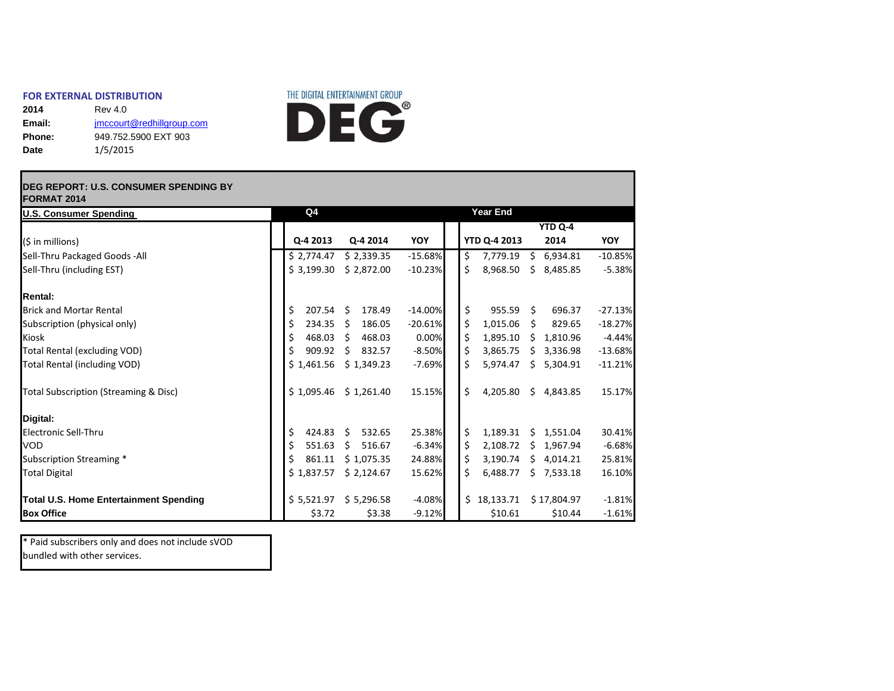**FOR EXTERNAL DISTRIBUTION**

**2014** Rev 4.0
**Email:** jmccourt@redhillgroup.com
**Phone:** 949.752.5900 EXT 903
**Date** 1/5/2015

THE DIGITAL ENTERTAINMENT GROUP
DEG®

**DEG REPORT: U.S. CONSUMER SPENDING BY FORMAT 2014**

| **U.S. Consumer Spending** | Q4 | | | Year End | | |
|---|---|---|---|---|---|---|
| ($ in millions) | Q-4 2013 | Q-4 2014 | YOY | YTD Q-4 2013 | YTD Q-4 2014 | YOY |
| Sell-Thru Packaged Goods -All | $ 2,774.47 | $ 2,339.35 | -15.68% | $ 7,779.19 | $ 6,934.81 | -10.85% |
| Sell-Thru (including EST) | $ 3,199.30 | $ 2,872.00 | -10.23% | $ 8,968.50 | $ 8,485.85 | -5.38% |
| **Rental:** | | | | | | |
| Brick and Mortar Rental | $ 207.54 | $ 178.49 | -14.00% | $ 955.59 | $ 696.37 | -27.13% |
| Subscription (physical only) | $ 234.35 | $ 186.05 | -20.61% | $ 1,015.06 | $ 829.65 | -18.27% |
| Kiosk | $ 468.03 | $ 468.03 | 0.00% | $ 1,895.10 | $ 1,810.96 | -4.44% |
| Total Rental (excluding VOD) | $ 909.92 | $ 832.57 | -8.50% | $ 3,865.75 | $ 3,336.98 | -13.68% |
| Total Rental (including VOD) | $ 1,461.56 | $ 1,349.23 | -7.69% | $ 5,974.47 | $ 5,304.91 | -11.21% |
| Total Subscription (Streaming & Disc) | $ 1,095.46 | $ 1,261.40 | 15.15% | $ 4,205.80 | $ 4,843.85 | 15.17% |
| **Digital:** | | | | | | |
| Electronic Sell-Thru | $ 424.83 | $ 532.65 | 25.38% | $ 1,189.31 | $ 1,551.04 | 30.41% |
| VOD | $ 551.63 | $ 516.67 | -6.34% | $ 2,108.72 | $ 1,967.94 | -6.68% |
| Subscription Streaming * | $ 861.11 | $ 1,075.35 | 24.88% | $ 3,190.74 | $ 4,014.21 | 25.81% |
| Total Digital | $ 1,837.57 | $ 2,124.67 | 15.62% | $ 6,488.77 | $ 7,533.18 | 16.10% |
| **Total U.S. Home Entertainment Spending** | $ 5,521.97 | $ 5,296.58 | -4.08% | $ 18,133.71 | $ 17,804.97 | -1.81% |
| **Box Office** | $3.72 | $3.38 | -9.12% | $10.61 | $10.44 | -1.61% |

* Paid subscribers only and does not include sVOD bundled with other services.